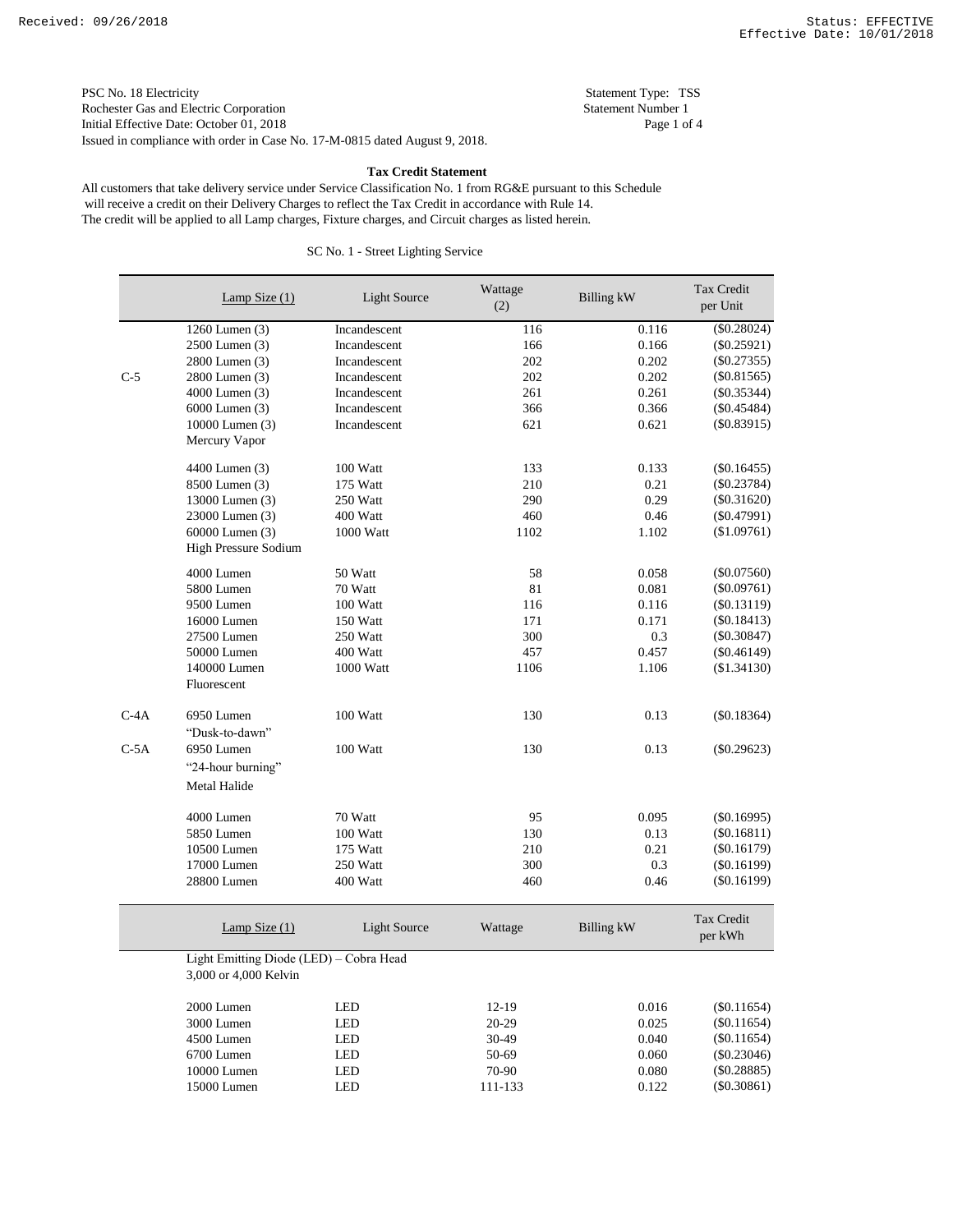PSC No. 18 Electricity
Rochester Gas and Electric Corporation
Initial Effective Date: October 01, 2018
Issued in compliance with order in Case No. 17-M-0815 dated August 9, 2018.

Statement Type: TSS
Statement Number 1

## Tax Credit Statement

All customers that take delivery service under Service Classification No. 1 from RG&E pursuant to this Schedule will receive a credit on their Delivery Charges to reflect the Tax Credit in accordance with Rule 14.
The credit will be applied to all Lamp charges, Fixture charges, and Circuit charges as listed herein.

SC No. 1 - Street Lighting Service

| | Lamp Size (1) | Light Source | Wattage (2) | Billing kW | Tax Credit per Unit |
|---|---|---|---|---|---|
| | 1260 Lumen (3) | Incandescent | 116 | 0.116 | ($0.28024) |
| | 2500 Lumen (3) | Incandescent | 166 | 0.166 | ($0.25921) |
| | 2800 Lumen (3) | Incandescent | 202 | 0.202 | ($0.27355) |
| C-5 | 2800 Lumen (3) | Incandescent | 202 | 0.202 | ($0.81565) |
| | 4000 Lumen (3) | Incandescent | 261 | 0.261 | ($0.35344) |
| | 6000 Lumen (3) | Incandescent | 366 | 0.366 | ($0.45484) |
| | 10000 Lumen (3) | Incandescent | 621 | 0.621 | ($0.83915) |
| | Mercury Vapor | | | | |
| | 4400 Lumen (3) | 100 Watt | 133 | 0.133 | ($0.16455) |
| | 8500 Lumen (3) | 175 Watt | 210 | 0.21 | ($0.23784) |
| | 13000 Lumen (3) | 250 Watt | 290 | 0.29 | ($0.31620) |
| | 23000 Lumen (3) | 400 Watt | 460 | 0.46 | ($0.47991) |
| | 60000 Lumen (3) | 1000 Watt | 1102 | 1.102 | ($1.09761) |
| | High Pressure Sodium | | | | |
| | 4000 Lumen | 50 Watt | 58 | 0.058 | ($0.07560) |
| | 5800 Lumen | 70 Watt | 81 | 0.081 | ($0.09761) |
| | 9500 Lumen | 100 Watt | 116 | 0.116 | ($0.13119) |
| | 16000 Lumen | 150 Watt | 171 | 0.171 | ($0.18413) |
| | 27500 Lumen | 250 Watt | 300 | 0.3 | ($0.30847) |
| | 50000 Lumen | 400 Watt | 457 | 0.457 | ($0.46149) |
| | 140000 Lumen | 1000 Watt | 1106 | 1.106 | ($1.34130) |
| | Fluorescent | | | | |
| C-4A | 6950 Lumen | 100 Watt | 130 | 0.13 | ($0.18364) |
| | "Dusk-to-dawn" | | | | |
| C-5A | 6950 Lumen | 100 Watt | 130 | 0.13 | ($0.29623) |
| | "24-hour burning" | | | | |
| | Metal Halide | | | | |
| | 4000 Lumen | 70 Watt | 95 | 0.095 | ($0.16995) |
| | 5850 Lumen | 100 Watt | 130 | 0.13 | ($0.16811) |
| | 10500 Lumen | 175 Watt | 210 | 0.21 | ($0.16179) |
| | 17000 Lumen | 250 Watt | 300 | 0.3 | ($0.16199) |
| | 28800 Lumen | 400 Watt | 460 | 0.46 | ($0.16199) |

| | Lamp Size (1) | Light Source | Wattage | Billing kW | Tax Credit per kWh |
|---|---|---|---|---|---|
| | Light Emitting Diode (LED) – Cobra Head 3,000 or 4,000 Kelvin | | | | |
| | 2000 Lumen | LED | 12-19 | 0.016 | ($0.11654) |
| | 3000 Lumen | LED | 20-29 | 0.025 | ($0.11654) |
| | 4500 Lumen | LED | 30-49 | 0.040 | ($0.11654) |
| | 6700 Lumen | LED | 50-69 | 0.060 | ($0.23046) |
| | 10000 Lumen | LED | 70-90 | 0.080 | ($0.28885) |
| | 15000 Lumen | LED | 111-133 | 0.122 | ($0.30861) |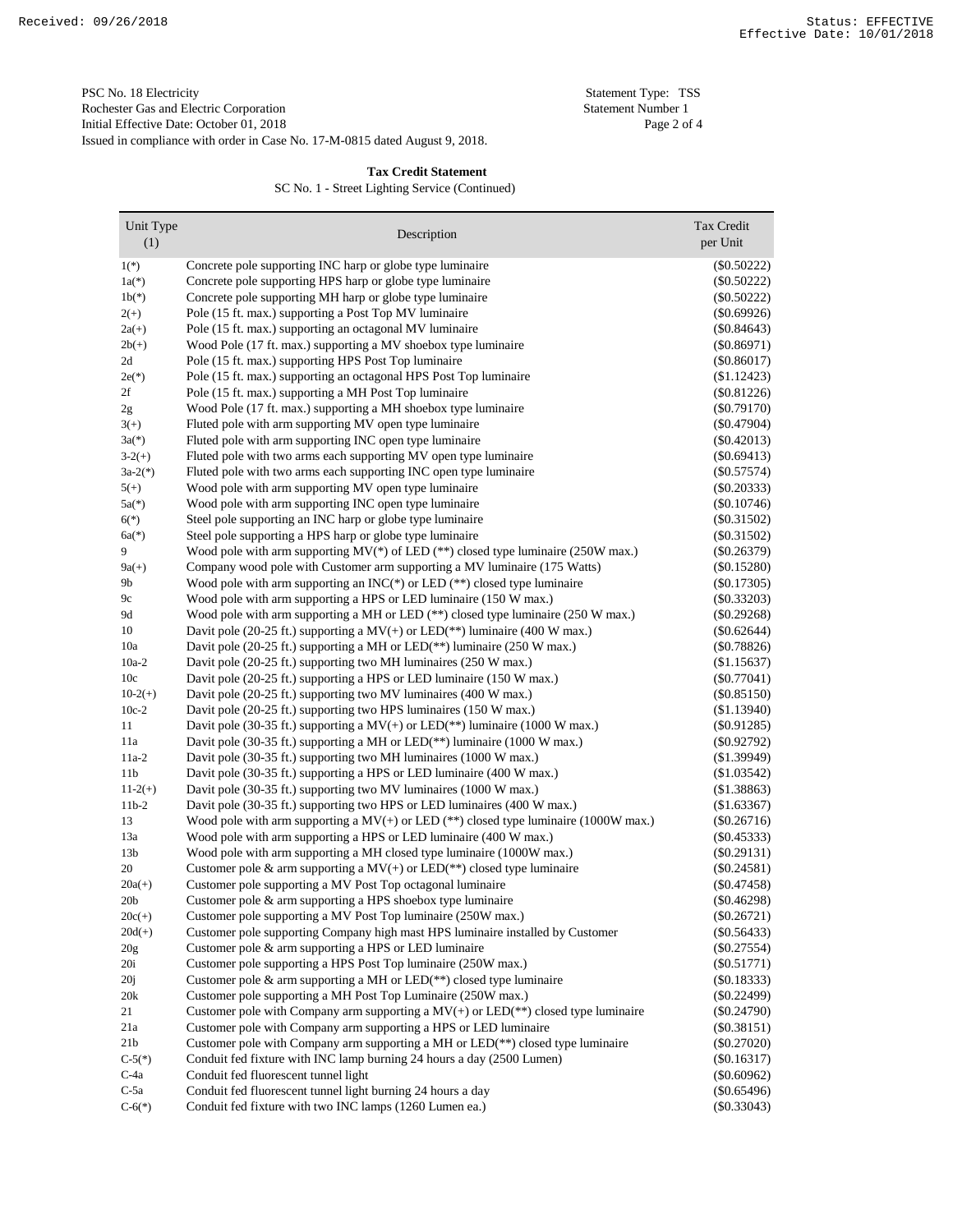Received: 09/26/2018 Status: EFFECTIVE
Effective Date: 10/01/2018

PSC No. 18 Electricity
Rochester Gas and Electric Corporation
Initial Effective Date: October 01, 2018
Issued in compliance with order in Case No. 17-M-0815 dated August 9, 2018.

Statement Type: TSS
Statement Number 1

**Tax Credit Statement**

SC No. 1 - Street Lighting Service (Continued)

| Unit Type (1) | Description | Tax Credit per Unit |
|---|---|---|
| 1(*) | Concrete pole supporting INC harp or globe type luminaire | ($0.50222) |
| 1a(*) | Concrete pole supporting HPS harp or globe type luminaire | ($0.50222) |
| 1b(*) | Concrete pole supporting MH harp or globe type luminaire | ($0.50222) |
| 2(+) | Pole (15 ft. max.) supporting a Post Top MV luminaire | ($0.69926) |
| 2a(+) | Pole (15 ft. max.) supporting an octagonal MV luminaire | ($0.84643) |
| 2b(+) | Wood Pole (17 ft. max.) supporting a MV shoebox type luminaire | ($0.86971) |
| 2d | Pole (15 ft. max.) supporting HPS Post Top luminaire | ($0.86017) |
| 2e(*) | Pole (15 ft. max.) supporting an octagonal HPS Post Top luminaire | ($1.12423) |
| 2f | Pole (15 ft. max.) supporting a MH Post Top luminaire | ($0.81226) |
| 2g | Wood Pole (17 ft. max.) supporting a MH shoebox type luminaire | ($0.79170) |
| 3(+) | Fluted pole with arm supporting MV open type luminaire | ($0.47904) |
| 3a(*) | Fluted pole with arm supporting INC open type luminaire | ($0.42013) |
| 3-2(+) | Fluted pole with two arms each supporting MV open type luminaire | ($0.69413) |
| 3a-2(*) | Fluted pole with two arms each supporting INC open type luminaire | ($0.57574) |
| 5(+) | Wood pole with arm supporting MV open type luminaire | ($0.20333) |
| 5a(*) | Wood pole with arm supporting INC open type luminaire | ($0.10746) |
| 6(*) | Steel pole supporting an INC harp or globe type luminaire | ($0.31502) |
| 6a(*) | Steel pole supporting a HPS harp or globe type luminaire | ($0.31502) |
| 9 | Wood pole with arm supporting MV(*) of LED (**) closed type luminaire (250W max.) | ($0.26379) |
| 9a(+) | Company wood pole with Customer arm supporting a MV luminaire (175 Watts) | ($0.15280) |
| 9b | Wood pole with arm supporting an INC(*) or LED (**) closed type luminaire | ($0.17305) |
| 9c | Wood pole with arm supporting a HPS or LED luminaire (150 W max.) | ($0.33203) |
| 9d | Wood pole with arm supporting a MH or LED (**) closed type luminaire (250 W max.) | ($0.29268) |
| 10 | Davit pole (20-25 ft.) supporting a MV(+) or LED(**) luminaire (400 W max.) | ($0.62644) |
| 10a | Davit pole (20-25 ft.) supporting a MH or LED(**) luminaire (250 W max.) | ($0.78826) |
| 10a-2 | Davit pole (20-25 ft.) supporting two MH luminaires (250 W max.) | ($1.15637) |
| 10c | Davit pole (20-25 ft.) supporting a HPS or LED luminaire (150 W max.) | ($0.77041) |
| 10-2(+) | Davit pole (20-25 ft.) supporting two MV luminaires (400 W max.) | ($0.85150) |
| 10c-2 | Davit pole (20-25 ft.) supporting two HPS luminaires (150 W max.) | ($1.13940) |
| 11 | Davit pole (30-35 ft.) supporting a MV(+) or LED(**) luminaire (1000 W max.) | ($0.91285) |
| 11a | Davit pole (30-35 ft.) supporting a MH or LED(**) luminaire (1000 W max.) | ($0.92792) |
| 11a-2 | Davit pole (30-35 ft.) supporting two MH luminaires (1000 W max.) | ($1.39949) |
| 11b | Davit pole (30-35 ft.) supporting a HPS or LED luminaire (400 W max.) | ($1.03542) |
| 11-2(+) | Davit pole (30-35 ft.) supporting two MV luminaires (1000 W max.) | ($1.38863) |
| 11b-2 | Davit pole (30-35 ft.) supporting two HPS or LED luminaires (400 W max.) | ($1.63367) |
| 13 | Wood pole with arm supporting a MV(+) or LED (**) closed type luminaire (1000W max.) | ($0.26716) |
| 13a | Wood pole with arm supporting a HPS or LED luminaire (400 W max.) | ($0.45333) |
| 13b | Wood pole with arm supporting a MH closed type luminaire (1000W max.) | ($0.29131) |
| 20 | Customer pole & arm supporting a MV(+) or LED(**) closed type luminaire | ($0.24581) |
| 20a(+) | Customer pole supporting a MV Post Top octagonal luminaire | ($0.47458) |
| 20b | Customer pole & arm supporting a HPS shoebox type luminaire | ($0.46298) |
| 20c(+) | Customer pole supporting a MV Post Top luminaire (250W max.) | ($0.26721) |
| 20d(+) | Customer pole supporting Company high mast HPS luminaire installed by Customer | ($0.56433) |
| 20g | Customer pole & arm supporting a HPS or LED luminaire | ($0.27554) |
| 20i | Customer pole supporting a HPS Post Top luminaire (250W max.) | ($0.51771) |
| 20j | Customer pole & arm supporting a MH or LED(**) closed type luminaire | ($0.18333) |
| 20k | Customer pole supporting a MH Post Top Luminaire (250W max.) | ($0.22499) |
| 21 | Customer pole with Company arm supporting a MV(+) or LED(**) closed type luminaire | ($0.24790) |
| 21a | Customer pole with Company arm supporting a HPS or LED luminaire | ($0.38151) |
| 21b | Customer pole with Company arm supporting a MH or LED(**) closed type luminaire | ($0.27020) |
| C-5(*) | Conduit fed fixture with INC lamp burning 24 hours a day (2500 Lumen) | ($0.16317) |
| C-4a | Conduit fed fluorescent tunnel light | ($0.60962) |
| C-5a | Conduit fed fluorescent tunnel light burning 24 hours a day | ($0.65496) |
| C-6(*) | Conduit fed fixture with two INC lamps (1260 Lumen ea.) | ($0.33043) |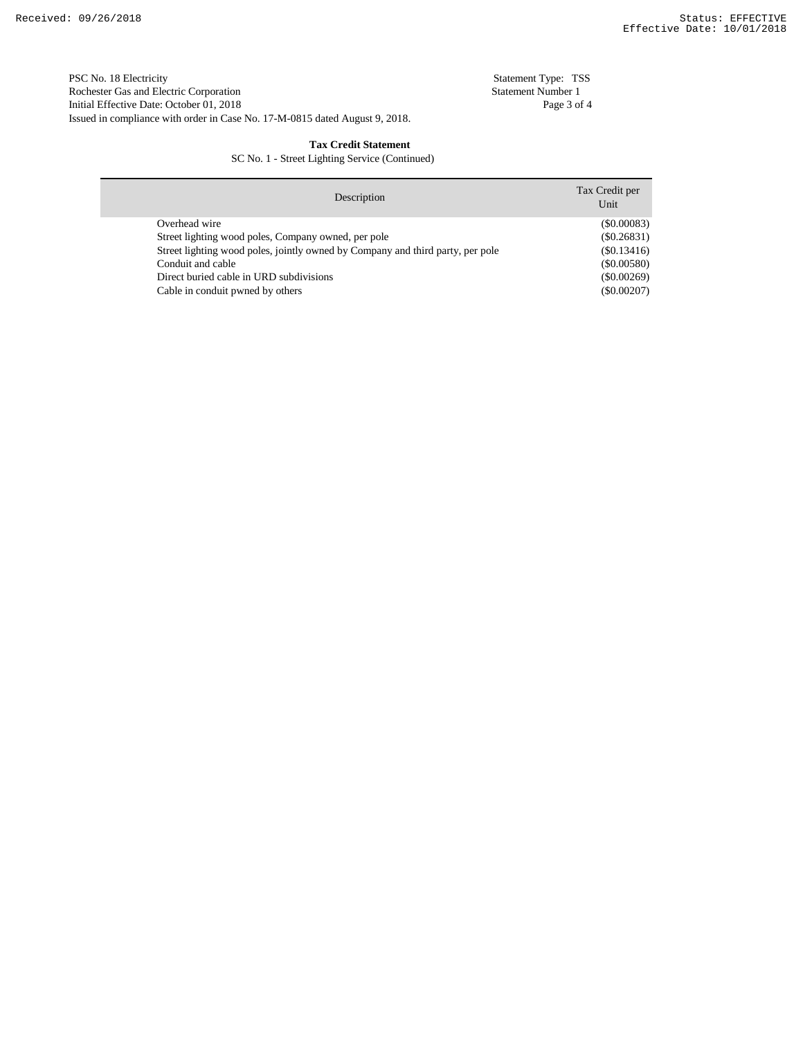PSC No. 18 Electricity
Rochester Gas and Electric Corporation
Initial Effective Date: October 01, 2018
Issued in compliance with order in Case No. 17-M-0815 dated August 9, 2018.

Statement Type: TSS
Statement Number 1

**Tax Credit Statement**

SC No. 1 - Street Lighting Service (Continued)

| Description | Tax Credit per Unit |
|---|---|
| Overhead wire | ($0.00083) |
| Street lighting wood poles, Company owned, per pole | ($0.26831) |
| Street lighting wood poles, jointly owned by Company and third party, per pole | ($0.13416) |
| Conduit and cable | ($0.00580) |
| Direct buried cable in URD subdivisions | ($0.00269) |
| Cable in conduit pwned by others | ($0.00207) |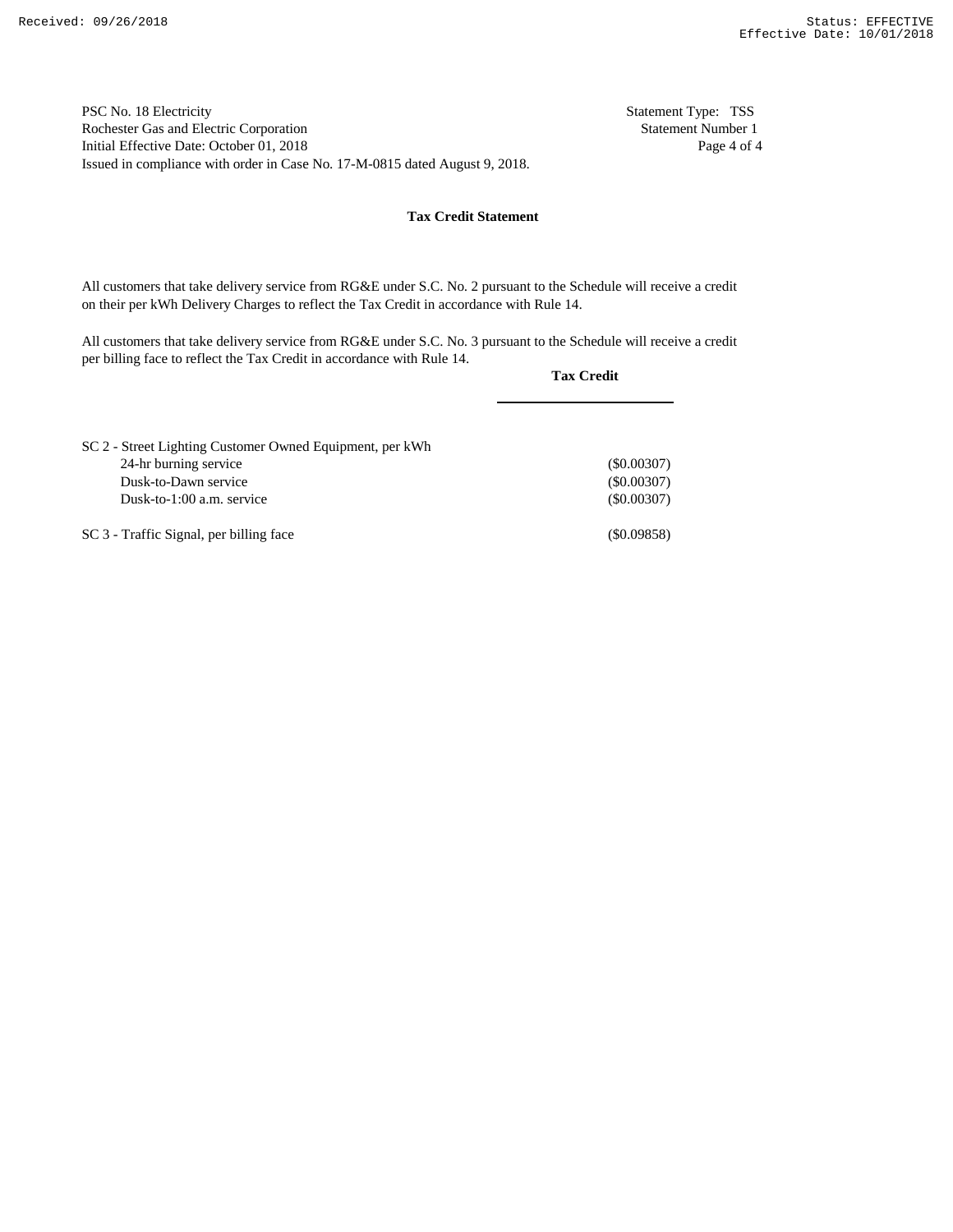PSC No. 18 Electricity
Rochester Gas and Electric Corporation
Initial Effective Date: October 01, 2018
Issued in compliance with order in Case No. 17-M-0815 dated August 9, 2018.

Statement Type: TSS
Statement Number 1

## Tax Credit Statement

All customers that take delivery service from RG&E under S.C. No. 2 pursuant to the Schedule will receive a credit on their per kWh Delivery Charges to reflect the Tax Credit in accordance with Rule 14.

All customers that take delivery service from RG&E under S.C. No. 3 pursuant to the Schedule will receive a credit per billing face to reflect the Tax Credit in accordance with Rule 14.

| | Tax Credit |
|---|---|
| SC 2 - Street Lighting Customer Owned Equipment, per kWh | |
| 24-hr burning service | ($0.00307) |
| Dusk-to-Dawn service | ($0.00307) |
| Dusk-to-1:00 a.m. service | ($0.00307) |
| SC 3 - Traffic Signal, per billing face | ($0.09858) |